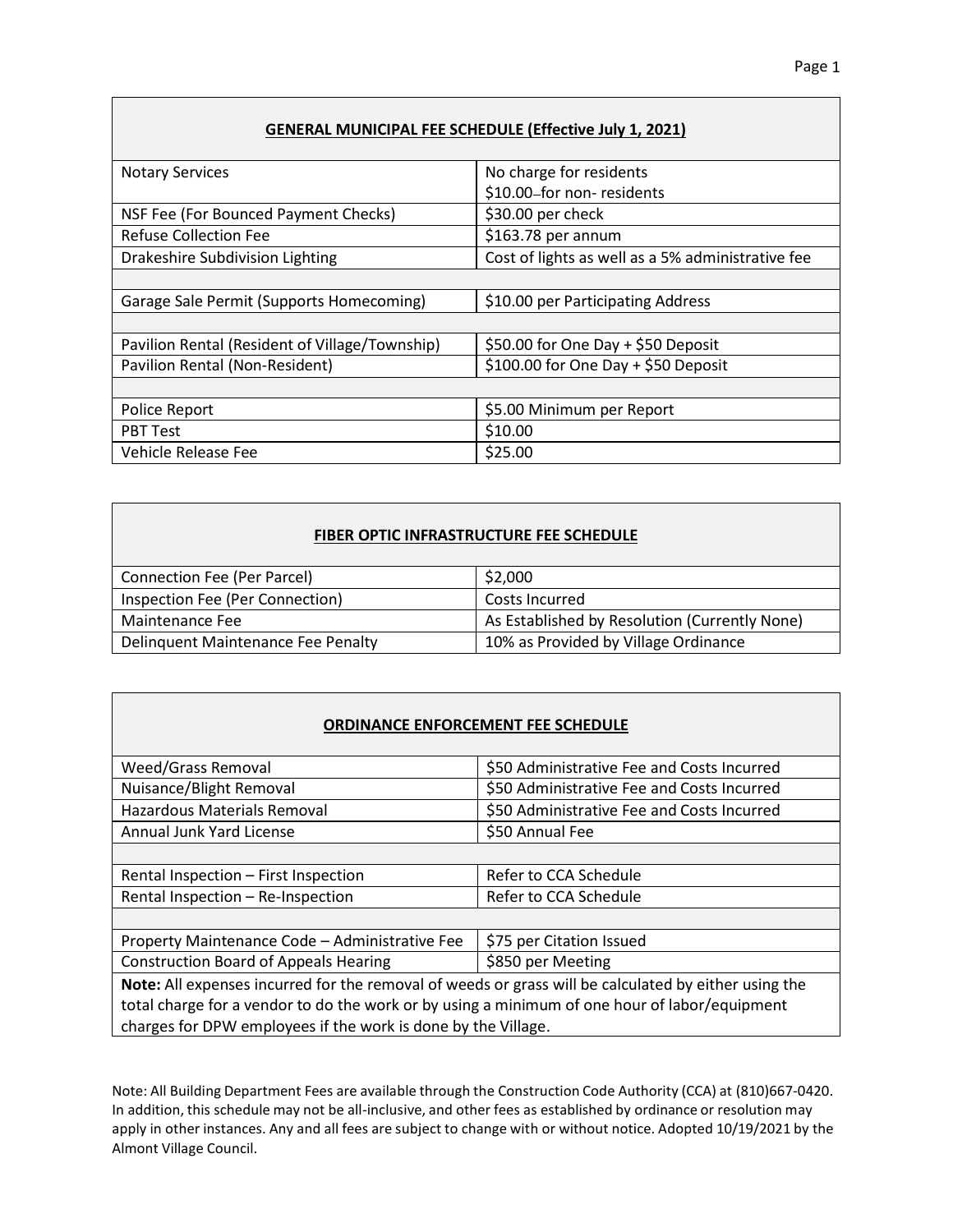| **GENERAL MUNICIPAL FEE SCHEDULE (Effective July 1, 2021)** | |
|---|---|
| Notary Services | No charge for residents<br>$10.00–for non- residents |
| NSF Fee (For Bounced Payment Checks) | $30.00 per check |
| Refuse Collection Fee | $163.78 per annum |
| Drakeshire Subdivision Lighting | Cost of lights as well as a 5% administrative fee |
| | |
| Garage Sale Permit (Supports Homecoming) | $10.00 per Participating Address |
| | |
| Pavilion Rental (Resident of Village/Township) | $50.00 for One Day + $50 Deposit |
| Pavilion Rental (Non-Resident) | $100.00 for One Day + $50 Deposit |
| | |
| Police Report | $5.00 Minimum per Report |
| PBT Test | $10.00 |
| Vehicle Release Fee | $25.00 |

| **FIBER OPTIC INFRASTRUCTURE FEE SCHEDULE** | |
|---|---|
| Connection Fee (Per Parcel) | $2,000 |
| Inspection Fee (Per Connection) | Costs Incurred |
| Maintenance Fee | As Established by Resolution (Currently None) |
| Delinquent Maintenance Fee Penalty | 10% as Provided by Village Ordinance |

| **ORDINANCE ENFORCEMENT FEE SCHEDULE** | |
|---|---|
| Weed/Grass Removal | $50 Administrative Fee and Costs Incurred |
| Nuisance/Blight Removal | $50 Administrative Fee and Costs Incurred |
| Hazardous Materials Removal | $50 Administrative Fee and Costs Incurred |
| Annual Junk Yard License | $50 Annual Fee |
| | |
| Rental Inspection – First Inspection | Refer to CCA Schedule |
| Rental Inspection – Re-Inspection | Refer to CCA Schedule |
| | |
| Property Maintenance Code – Administrative Fee | $75 per Citation Issued |
| Construction Board of Appeals Hearing | $850 per Meeting |

**Note:** All expenses incurred for the removal of weeds or grass will be calculated by either using the total charge for a vendor to do the work or by using a minimum of one hour of labor/equipment charges for DPW employees if the work is done by the Village.

Note: All Building Department Fees are available through the Construction Code Authority (CCA) at (810)667-0420. In addition, this schedule may not be all-inclusive, and other fees as established by ordinance or resolution may apply in other instances. Any and all fees are subject to change with or without notice. Adopted 10/19/2021 by the Almont Village Council.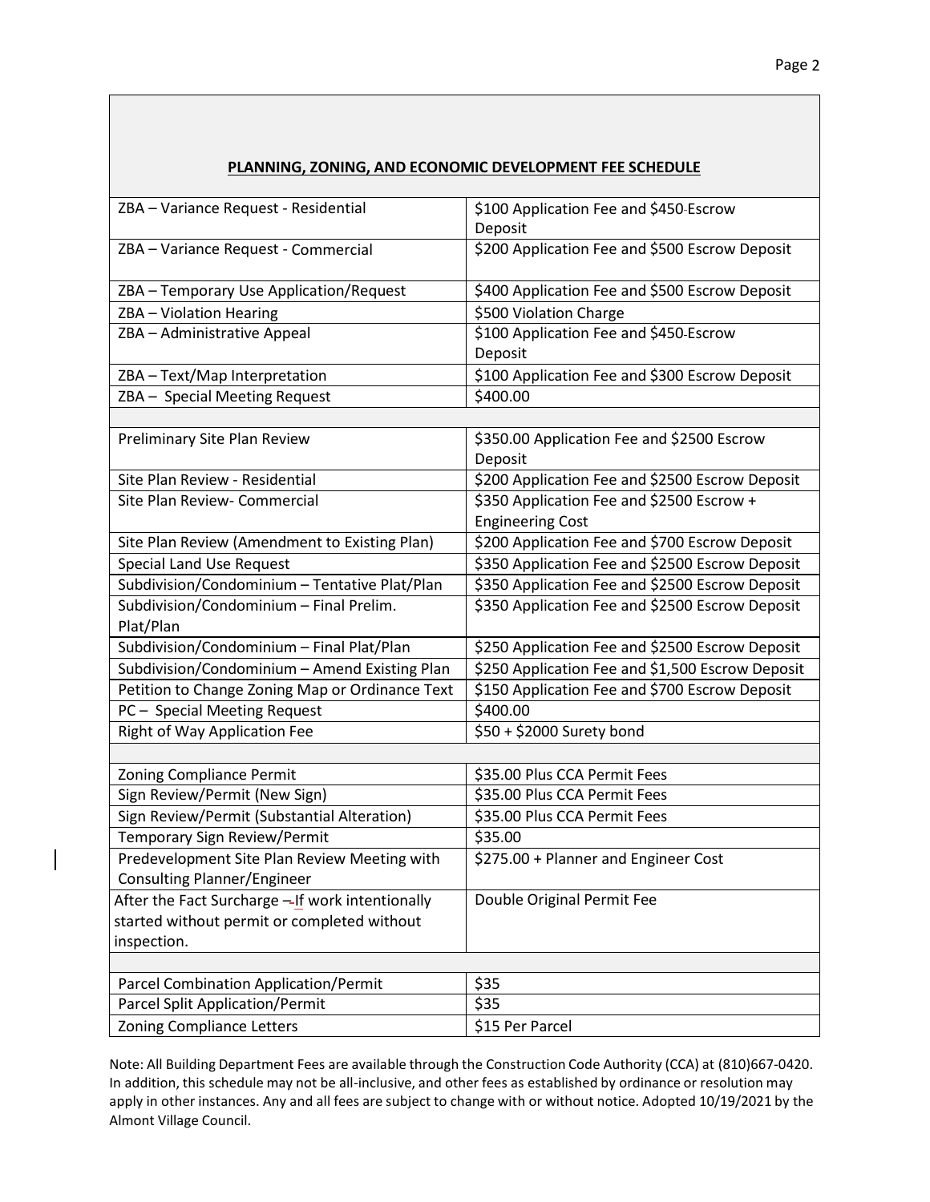## PLANNING, ZONING, AND ECONOMIC DEVELOPMENT FEE SCHEDULE

| | |
|---|---|
| ZBA – Variance Request - Residential | $100 Application Fee and $450 Escrow Deposit |
| ZBA – Variance Request - Commercial | $200 Application Fee and $500 Escrow Deposit |
| ZBA – Temporary Use Application/Request | $400 Application Fee and $500 Escrow Deposit |
| ZBA – Violation Hearing | $500 Violation Charge |
| ZBA – Administrative Appeal | $100 Application Fee and $450 Escrow Deposit |
| ZBA – Text/Map Interpretation | $100 Application Fee and $300 Escrow Deposit |
| ZBA – Special Meeting Request | $400.00 |
| | |
| Preliminary Site Plan Review | $350.00 Application Fee and $2500 Escrow Deposit |
| Site Plan Review - Residential | $200 Application Fee and $2500 Escrow Deposit |
| Site Plan Review- Commercial | $350 Application Fee and $2500 Escrow + Engineering Cost |
| Site Plan Review (Amendment to Existing Plan) | $200 Application Fee and $700 Escrow Deposit |
| Special Land Use Request | $350 Application Fee and $2500 Escrow Deposit |
| Subdivision/Condominium – Tentative Plat/Plan | $350 Application Fee and $2500 Escrow Deposit |
| Subdivision/Condominium – Final Prelim. Plat/Plan | $350 Application Fee and $2500 Escrow Deposit |
| Subdivision/Condominium – Final Plat/Plan | $250 Application Fee and $2500 Escrow Deposit |
| Subdivision/Condominium – Amend Existing Plan | $250 Application Fee and $1,500 Escrow Deposit |
| Petition to Change Zoning Map or Ordinance Text | $150 Application Fee and $700 Escrow Deposit |
| PC – Special Meeting Request | $400.00 |
| Right of Way Application Fee | $50 + $2000 Surety bond |
| | |
| Zoning Compliance Permit | $35.00 Plus CCA Permit Fees |
| Sign Review/Permit (New Sign) | $35.00 Plus CCA Permit Fees |
| Sign Review/Permit (Substantial Alteration) | $35.00 Plus CCA Permit Fees |
| Temporary Sign Review/Permit | $35.00 |
| Predevelopment Site Plan Review Meeting with Consulting Planner/Engineer | $275.00 + Planner and Engineer Cost |
| After the Fact Surcharge – If work intentionally started without permit or completed without inspection. | Double Original Permit Fee |
| | |
| Parcel Combination Application/Permit | $35 |
| Parcel Split Application/Permit | $35 |
| Zoning Compliance Letters | $15 Per Parcel |

Note: All Building Department Fees are available through the Construction Code Authority (CCA) at (810)667-0420. In addition, this schedule may not be all-inclusive, and other fees as established by ordinance or resolution may apply in other instances. Any and all fees are subject to change with or without notice. Adopted 10/19/2021 by the Almont Village Council.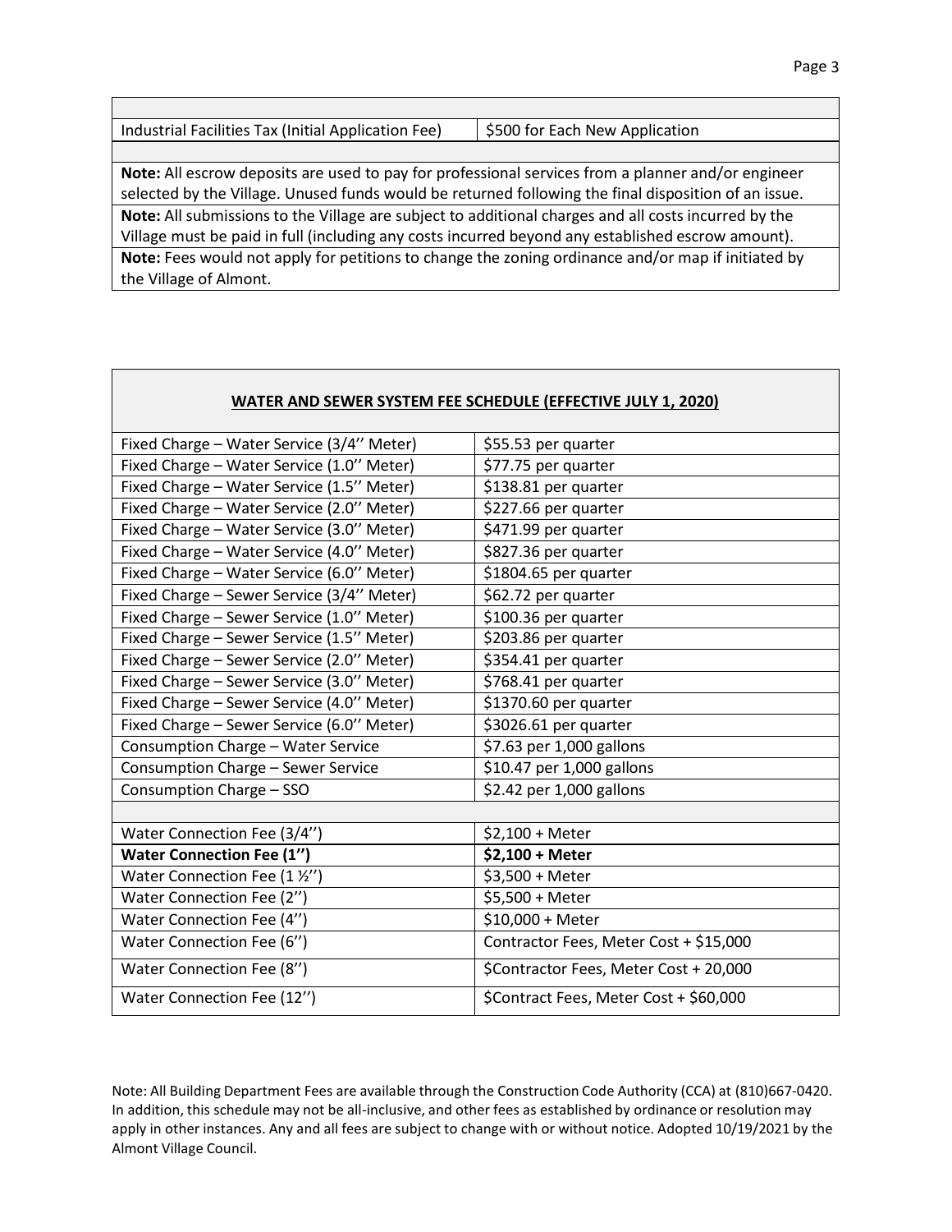| | |
|---|---|
| Industrial Facilities Tax (Initial Application Fee) | $500 for Each New Application |

**Note:** All escrow deposits are used to pay for professional services from a planner and/or engineer selected by the Village. Unused funds would be returned following the final disposition of an issue.

**Note:** All submissions to the Village are subject to additional charges and all costs incurred by the Village must be paid in full (including any costs incurred beyond any established escrow amount).

**Note:** Fees would not apply for petitions to change the zoning ordinance and/or map if initiated by the Village of Almont.

| WATER AND SEWER SYSTEM FEE SCHEDULE (EFFECTIVE JULY 1, 2020) | |
|---|---|
| Fixed Charge – Water Service (3/4'' Meter) | $55.53 per quarter |
| Fixed Charge – Water Service (1.0'' Meter) | $77.75 per quarter |
| Fixed Charge – Water Service (1.5'' Meter) | $138.81 per quarter |
| Fixed Charge – Water Service (2.0'' Meter) | $227.66 per quarter |
| Fixed Charge – Water Service (3.0'' Meter) | $471.99 per quarter |
| Fixed Charge – Water Service (4.0'' Meter) | $827.36 per quarter |
| Fixed Charge – Water Service (6.0'' Meter) | $1804.65 per quarter |
| Fixed Charge – Sewer Service (3/4'' Meter) | $62.72 per quarter |
| Fixed Charge – Sewer Service (1.0'' Meter) | $100.36 per quarter |
| Fixed Charge – Sewer Service (1.5'' Meter) | $203.86 per quarter |
| Fixed Charge – Sewer Service (2.0'' Meter) | $354.41 per quarter |
| Fixed Charge – Sewer Service (3.0'' Meter) | $768.41 per quarter |
| Fixed Charge – Sewer Service (4.0'' Meter) | $1370.60 per quarter |
| Fixed Charge – Sewer Service (6.0'' Meter) | $3026.61 per quarter |
| Consumption Charge – Water Service | $7.63 per 1,000 gallons |
| Consumption Charge – Sewer Service | $10.47 per 1,000 gallons |
| Consumption Charge – SSO | $2.42 per 1,000 gallons |
| | |
| Water Connection Fee (3/4'') | $2,100 + Meter |
| **Water Connection Fee (1'')** | **$2,100 + Meter** |
| Water Connection Fee (1 ½'') | $3,500 + Meter |
| Water Connection Fee (2'') | $5,500 + Meter |
| Water Connection Fee (4'') | $10,000 + Meter |
| Water Connection Fee (6'') | Contractor Fees, Meter Cost + $15,000 |
| Water Connection Fee (8'') | $Contractor Fees, Meter Cost + 20,000 |
| Water Connection Fee (12'') | $Contract Fees, Meter Cost + $60,000 |

Note: All Building Department Fees are available through the Construction Code Authority (CCA) at (810)667-0420. In addition, this schedule may not be all-inclusive, and other fees as established by ordinance or resolution may apply in other instances. Any and all fees are subject to change with or without notice. Adopted 10/19/2021 by the Almont Village Council.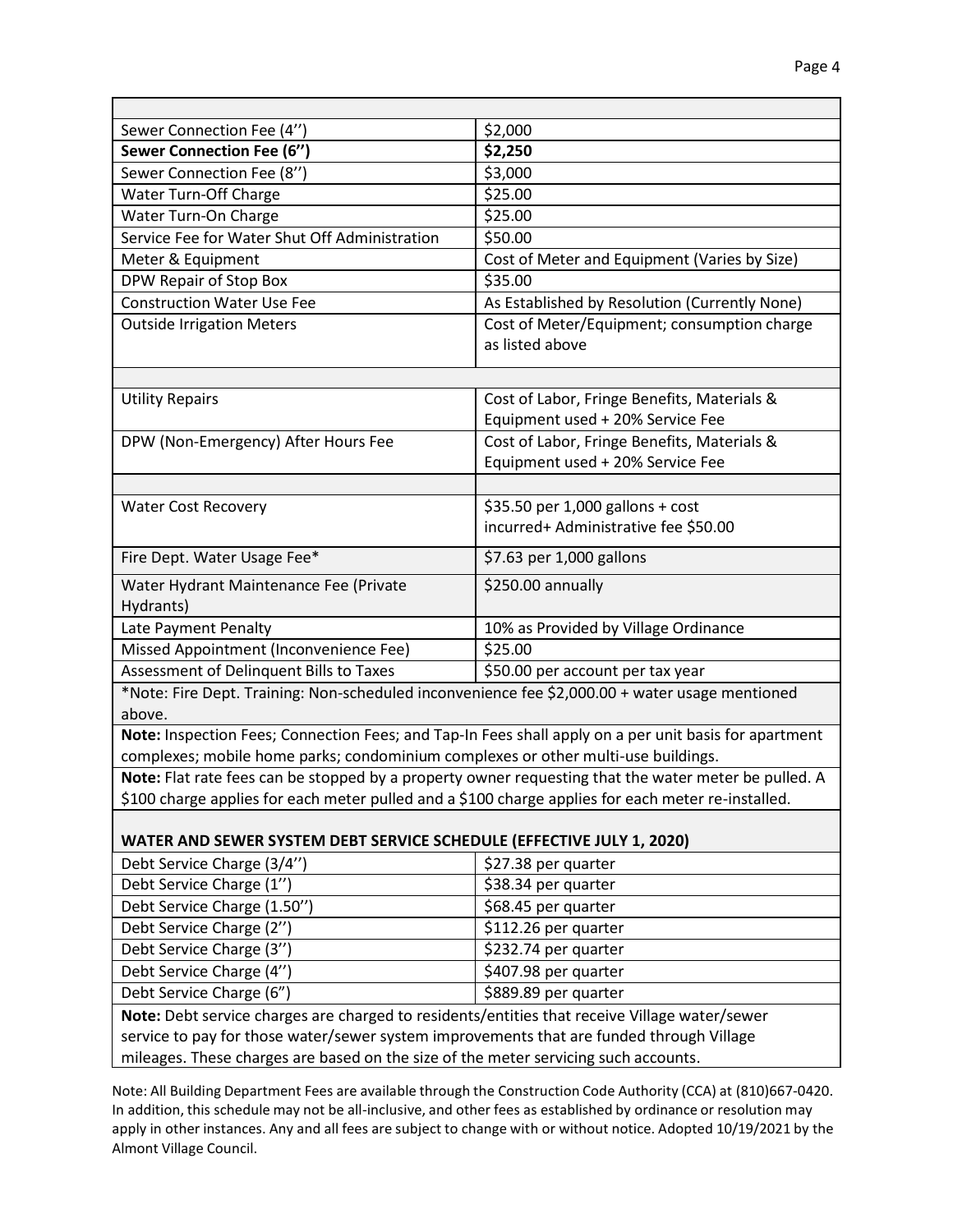| | |
|---|---|
| Sewer Connection Fee (4'') | $2,000 |
| **Sewer Connection Fee (6")** | **$2,250** |
| Sewer Connection Fee (8'') | $3,000 |
| Water Turn-Off Charge | $25.00 |
| Water Turn-On Charge | $25.00 |
| Service Fee for Water Shut Off Administration | $50.00 |
| Meter & Equipment | Cost of Meter and Equipment (Varies by Size) |
| DPW Repair of Stop Box | $35.00 |
| Construction Water Use Fee | As Established by Resolution (Currently None) |
| Outside Irrigation Meters | Cost of Meter/Equipment; consumption charge as listed above |
| | |
| Utility Repairs | Cost of Labor, Fringe Benefits, Materials & Equipment used + 20% Service Fee |
| DPW (Non-Emergency) After Hours Fee | Cost of Labor, Fringe Benefits, Materials & Equipment used + 20% Service Fee |
| | |
| Water Cost Recovery | $35.50 per 1,000 gallons + cost incurred+ Administrative fee $50.00 |
| Fire Dept. Water Usage Fee* | $7.63 per 1,000 gallons |
| Water Hydrant Maintenance Fee (Private Hydrants) | $250.00 annually |
| Late Payment Penalty | 10% as Provided by Village Ordinance |
| Missed Appointment (Inconvenience Fee) | $25.00 |
| Assessment of Delinquent Bills to Taxes | $50.00 per account per tax year |

*Note: Fire Dept. Training: Non-scheduled inconvenience fee $2,000.00 + water usage mentioned above.

**Note:** Inspection Fees; Connection Fees; and Tap-In Fees shall apply on a per unit basis for apartment complexes; mobile home parks; condominium complexes or other multi-use buildings.

**Note:** Flat rate fees can be stopped by a property owner requesting that the water meter be pulled. A $100 charge applies for each meter pulled and a $100 charge applies for each meter re-installed.

**WATER AND SEWER SYSTEM DEBT SERVICE SCHEDULE (EFFECTIVE JULY 1, 2020)**

| | |
|---|---|
| Debt Service Charge (3/4'') | $27.38 per quarter |
| Debt Service Charge (1'') | $38.34 per quarter |
| Debt Service Charge (1.50'') | $68.45 per quarter |
| Debt Service Charge (2'') | $112.26 per quarter |
| Debt Service Charge (3'') | $232.74 per quarter |
| Debt Service Charge (4'') | $407.98 per quarter |
| Debt Service Charge (6") | $889.89 per quarter |

**Note:** Debt service charges are charged to residents/entities that receive Village water/sewer service to pay for those water/sewer system improvements that are funded through Village mileages. These charges are based on the size of the meter servicing such accounts.

Note: All Building Department Fees are available through the Construction Code Authority (CCA) at (810)667-0420. In addition, this schedule may not be all-inclusive, and other fees as established by ordinance or resolution may apply in other instances. Any and all fees are subject to change with or without notice. Adopted 10/19/2021 by the Almont Village Council.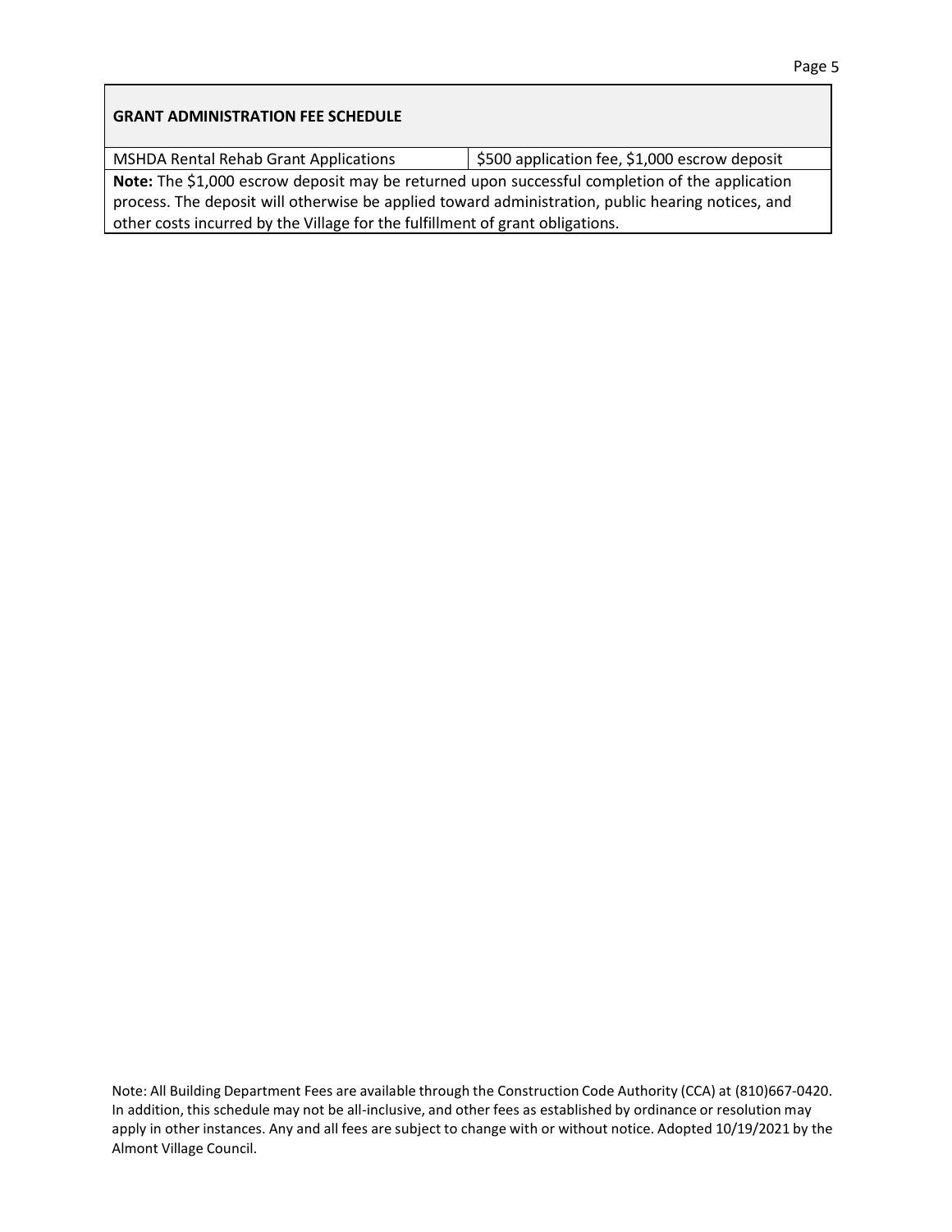| GRANT ADMINISTRATION FEE SCHEDULE | |
|---|---|
| MSHDA Rental Rehab Grant Applications | $500 application fee, $1,000 escrow deposit |
| **Note:** The $1,000 escrow deposit may be returned upon successful completion of the application process. The deposit will otherwise be applied toward administration, public hearing notices, and other costs incurred by the Village for the fulfillment of grant obligations. | |

Note: All Building Department Fees are available through the Construction Code Authority (CCA) at (810)667-0420. In addition, this schedule may not be all-inclusive, and other fees as established by ordinance or resolution may apply in other instances. Any and all fees are subject to change with or without notice. Adopted 10/19/2021 by the Almont Village Council.